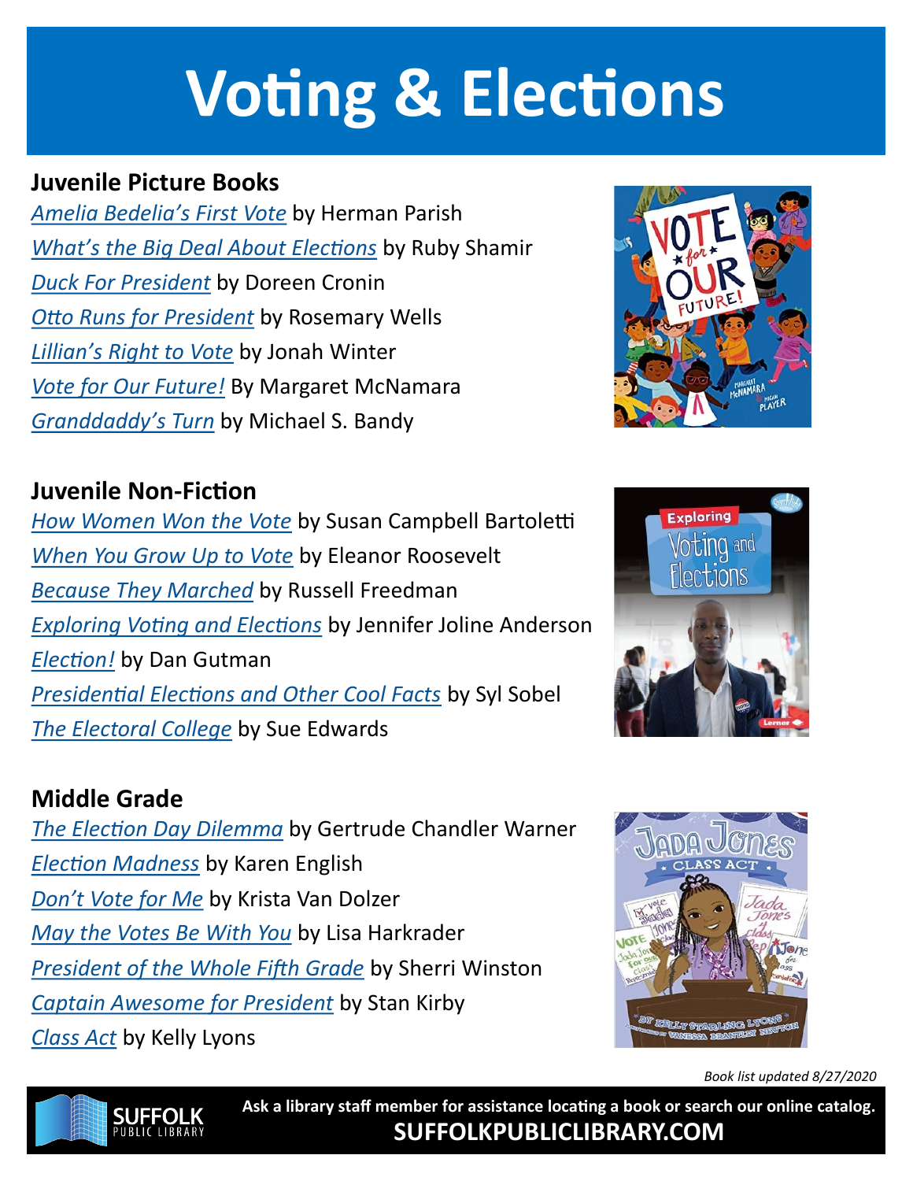# Voting & Elections

## Juvenile Picture Books

*Amelia Bedelia's First Vote* by Herman Parish
*What's the Big Deal About Elections* by Ruby Shamir
*Duck For President* by Doreen Cronin
*Otto Runs for President* by Rosemary Wells
*Lillian's Right to Vote* by Jonah Winter
*Vote for Our Future!* By Margaret McNamara
*Granddaddy's Turn* by Michael S. Bandy

## Juvenile Non-Fiction

*How Women Won the Vote* by Susan Campbell Bartoletti
*When You Grow Up to Vote* by Eleanor Roosevelt
*Because They Marched* by Russell Freedman
*Exploring Voting and Elections* by Jennifer Joline Anderson
*Election!* by Dan Gutman
*Presidential Elections and Other Cool Facts* by Syl Sobel
*The Electoral College* by Sue Edwards

## Middle Grade

*The Election Day Dilemma* by Gertrude Chandler Warner
*Election Madness* by Karen English
*Don't Vote for Me* by Krista Van Dolzer
*May the Votes Be With You* by Lisa Harkrader
*President of the Whole Fifth Grade* by Sherri Winston
*Captain Awesome for President* by Stan Kirby
*Class Act* by Kelly Lyons

*Book list updated 8/27/2020*

**Ask a library staff member for assistance locating a book or search our online catalog.**
**SUFFOLKPUBLICLIBRARY.COM**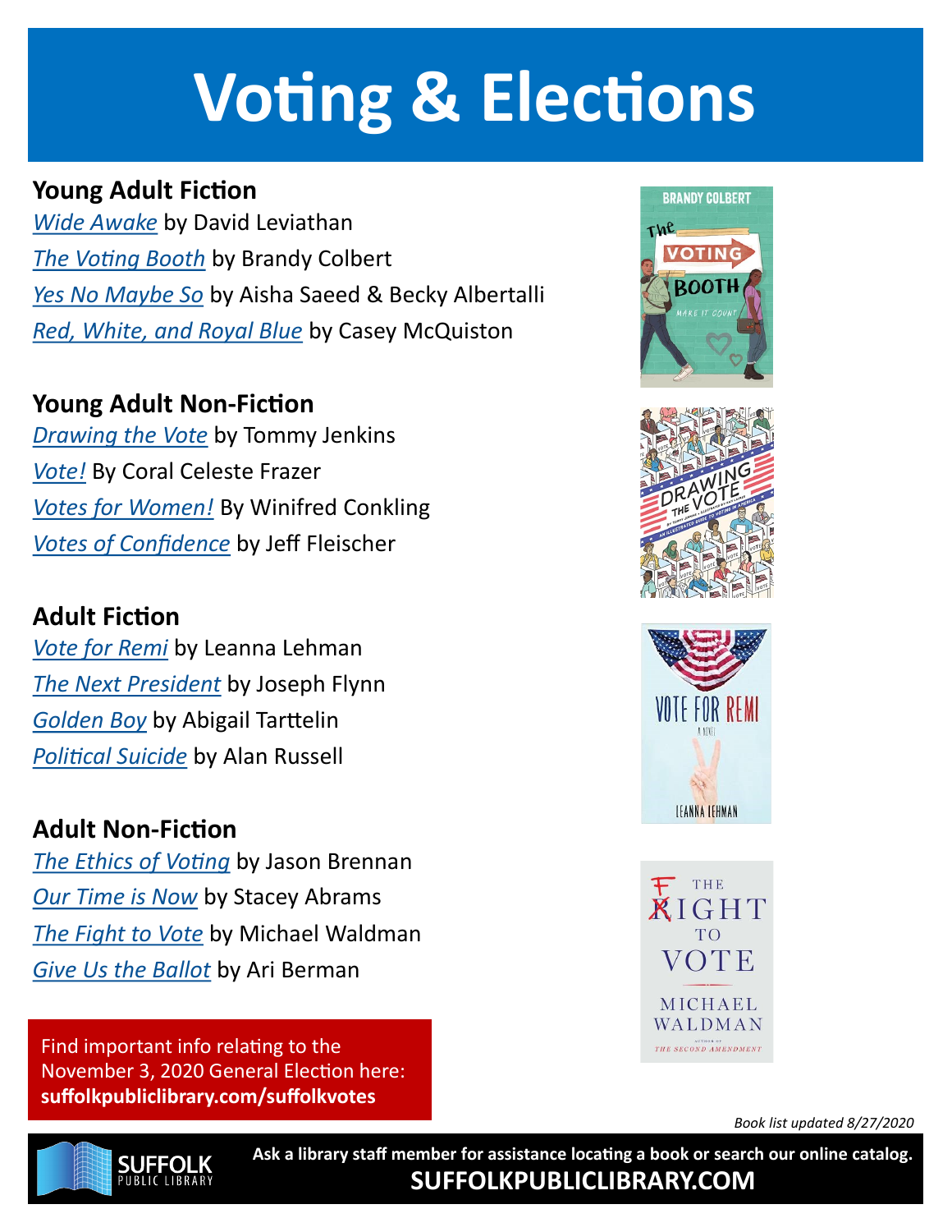# Voting & Elections

## Young Adult Fiction

*Wide Awake* by David Leviathan
*The Voting Booth* by Brandy Colbert
*Yes No Maybe So* by Aisha Saeed & Becky Albertalli
*Red, White, and Royal Blue* by Casey McQuiston

## Young Adult Non-Fiction

*Drawing the Vote* by Tommy Jenkins
*Vote!* By Coral Celeste Frazer
*Votes for Women!* By Winifred Conkling
*Votes of Confidence* by Jeff Fleischer

## Adult Fiction

*Vote for Remi* by Leanna Lehman
*The Next President* by Joseph Flynn
*Golden Boy* by Abigail Tarttelin
*Political Suicide* by Alan Russell

## Adult Non-Fiction

*The Ethics of Voting* by Jason Brennan
*Our Time is Now* by Stacey Abrams
*The Fight to Vote* by Michael Waldman
*Give Us the Ballot* by Ari Berman

Find important info relating to the November 3, 2020 General Election here: **suffolkpubliclibrary.com/suffolkvotes**

*Book list updated 8/27/2020*

**Ask a library staff member for assistance locating a book or search our online catalog.**
**SUFFOLKPUBLICLIBRARY.COM**